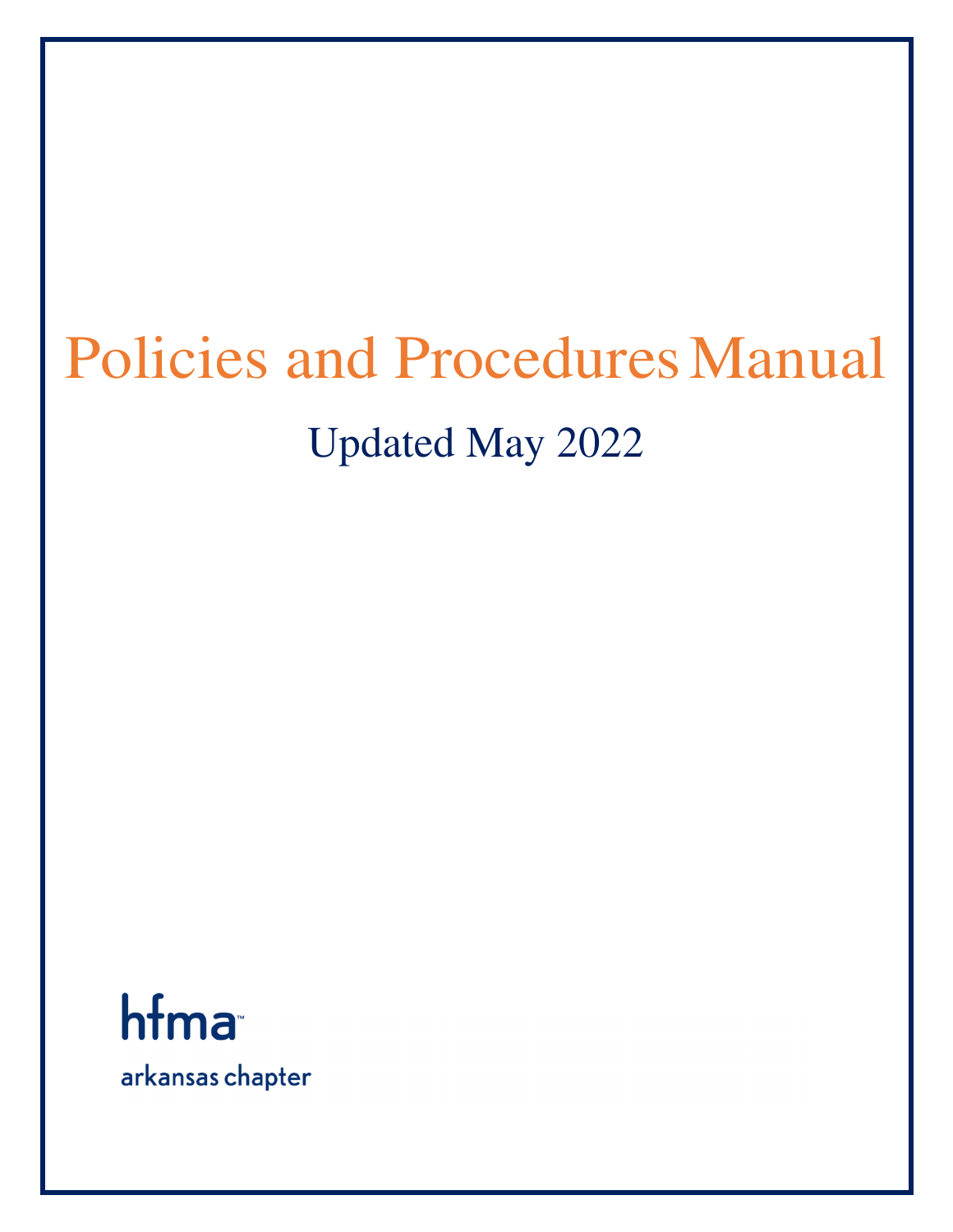# Policies and Procedures Manual

Updated May 2022

hfma™

arkansas chapter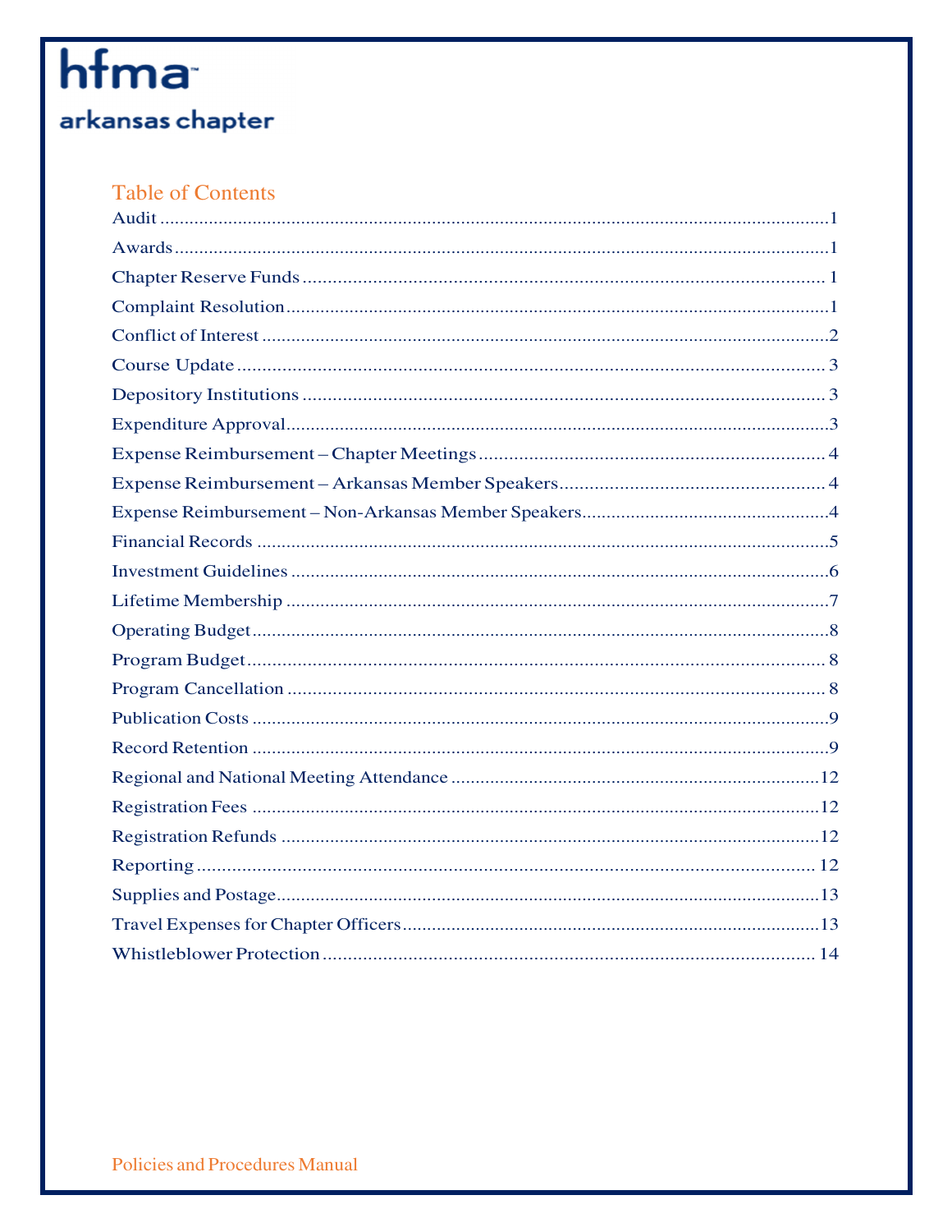hfma

arkansas chapter

## Table of Contents

| | |
|---|---|
| Audit | 1 |
| Awards | 1 |
| Chapter Reserve Funds | 1 |
| Complaint Resolution | 1 |
| Conflict of Interest | 2 |
| Course Update | 3 |
| Depository Institutions | 3 |
| Expenditure Approval | 3 |
| Expense Reimbursement – Chapter Meetings | 4 |
| Expense Reimbursement – Arkansas Member Speakers | 4 |
| Expense Reimbursement – Non-Arkansas Member Speakers | 4 |
| Financial Records | 5 |
| Investment Guidelines | 6 |
| Lifetime Membership | 7 |
| Operating Budget | 8 |
| Program Budget | 8 |
| Program Cancellation | 8 |
| Publication Costs | 9 |
| Record Retention | 9 |
| Regional and National Meeting Attendance | 12 |
| Registration Fees | 12 |
| Registration Refunds | 12 |
| Reporting | 12 |
| Supplies and Postage | 13 |
| Travel Expenses for Chapter Officers | 13 |
| Whistleblower Protection | 14 |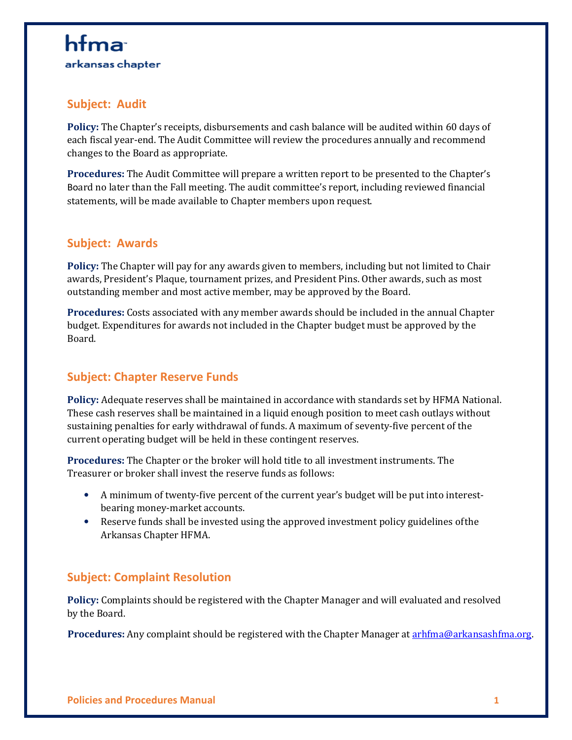hfma
arkansas chapter

## Subject: Audit

**Policy:** The Chapter's receipts, disbursements and cash balance will be audited within 60 days of each fiscal year-end. The Audit Committee will review the procedures annually and recommend changes to the Board as appropriate.

**Procedures:** The Audit Committee will prepare a written report to be presented to the Chapter's Board no later than the Fall meeting. The audit committee's report, including reviewed financial statements, will be made available to Chapter members upon request.

## Subject: Awards

**Policy:** The Chapter will pay for any awards given to members, including but not limited to Chair awards, President's Plaque, tournament prizes, and President Pins. Other awards, such as most outstanding member and most active member, may be approved by the Board.

**Procedures:** Costs associated with any member awards should be included in the annual Chapter budget. Expenditures for awards not included in the Chapter budget must be approved by the Board.

## Subject: Chapter Reserve Funds

**Policy:** Adequate reserves shall be maintained in accordance with standards set by HFMA National. These cash reserves shall be maintained in a liquid enough position to meet cash outlays without sustaining penalties for early withdrawal of funds. A maximum of seventy-five percent of the current operating budget will be held in these contingent reserves.

**Procedures:** The Chapter or the broker will hold title to all investment instruments. The Treasurer or broker shall invest the reserve funds as follows:

- A minimum of twenty-five percent of the current year's budget will be put into interest-bearing money-market accounts.
- Reserve funds shall be invested using the approved investment policy guidelines ofthe Arkansas Chapter HFMA.

## Subject: Complaint Resolution

**Policy:** Complaints should be registered with the Chapter Manager and will evaluated and resolved by the Board.

**Procedures:** Any complaint should be registered with the Chapter Manager at arhfma@arkansashfma.org.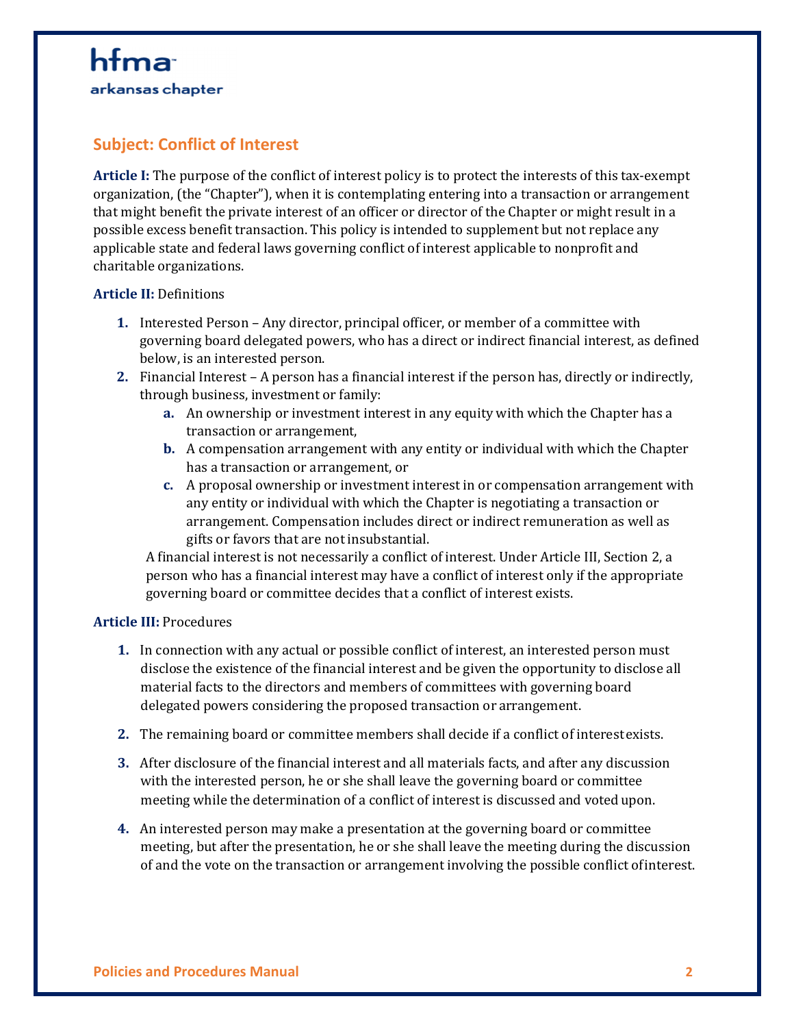hfma
arkansas chapter

## Subject: Conflict of Interest

**Article I:** The purpose of the conflict of interest policy is to protect the interests of this tax-exempt organization, (the "Chapter"), when it is contemplating entering into a transaction or arrangement that might benefit the private interest of an officer or director of the Chapter or might result in a possible excess benefit transaction. This policy is intended to supplement but not replace any applicable state and federal laws governing conflict of interest applicable to nonprofit and charitable organizations.

**Article II:** Definitions

1. Interested Person – Any director, principal officer, or member of a committee with governing board delegated powers, who has a direct or indirect financial interest, as defined below, is an interested person.
2. Financial Interest – A person has a financial interest if the person has, directly or indirectly, through business, investment or family:
   a. An ownership or investment interest in any equity with which the Chapter has a transaction or arrangement,
   b. A compensation arrangement with any entity or individual with which the Chapter has a transaction or arrangement, or
   c. A proposal ownership or investment interest in or compensation arrangement with any entity or individual with which the Chapter is negotiating a transaction or arrangement. Compensation includes direct or indirect remuneration as well as gifts or favors that are not insubstantial.

   A financial interest is not necessarily a conflict of interest. Under Article III, Section 2, a person who has a financial interest may have a conflict of interest only if the appropriate governing board or committee decides that a conflict of interest exists.

**Article III:** Procedures

1. In connection with any actual or possible conflict of interest, an interested person must disclose the existence of the financial interest and be given the opportunity to disclose all material facts to the directors and members of committees with governing board delegated powers considering the proposed transaction or arrangement.

2. The remaining board or committee members shall decide if a conflict of interest exists.

3. After disclosure of the financial interest and all materials facts, and after any discussion with the interested person, he or she shall leave the governing board or committee meeting while the determination of a conflict of interest is discussed and voted upon.

4. An interested person may make a presentation at the governing board or committee meeting, but after the presentation, he or she shall leave the meeting during the discussion of and the vote on the transaction or arrangement involving the possible conflict of interest.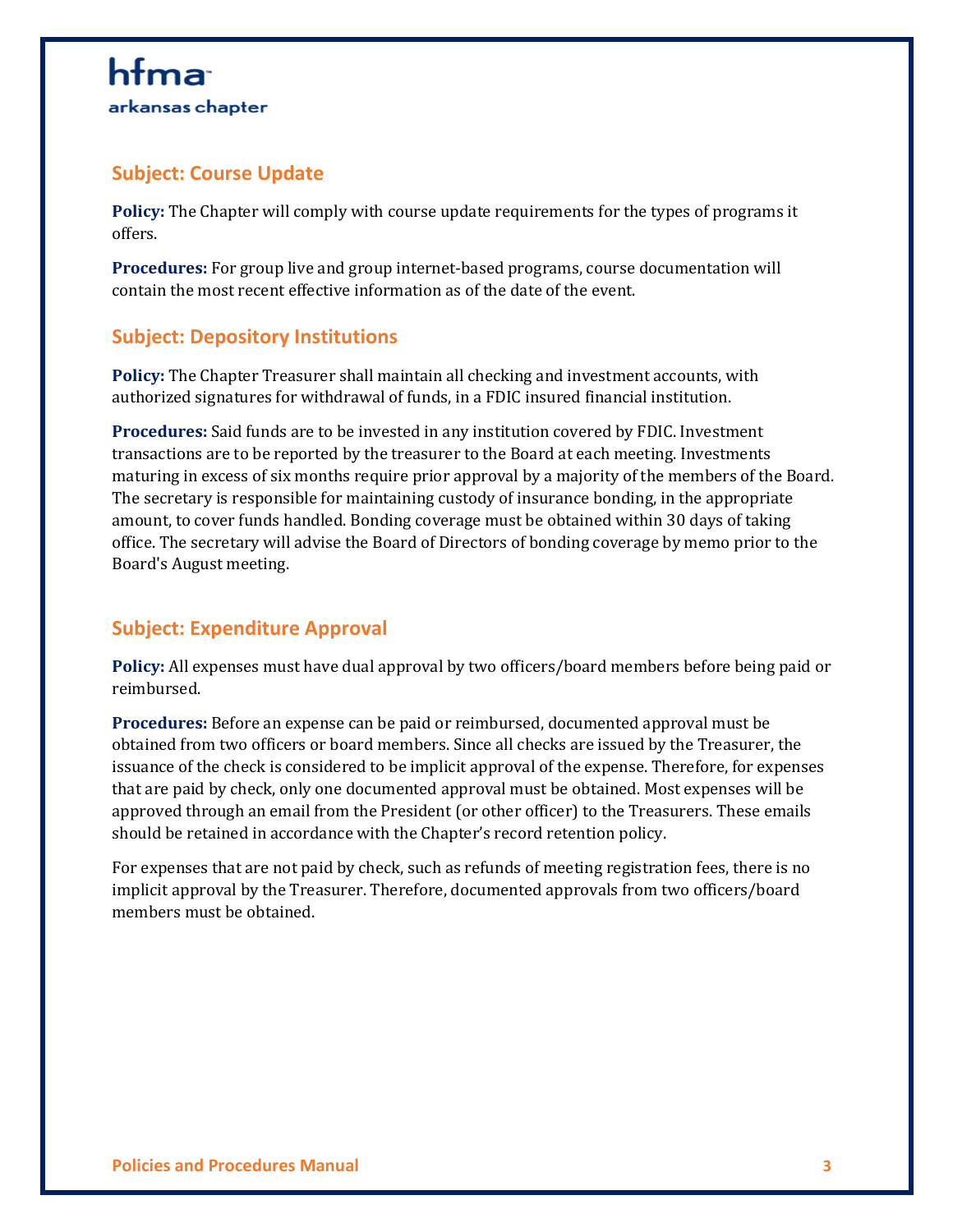## Subject: Course Update

**Policy:** The Chapter will comply with course update requirements for the types of programs it offers.

**Procedures:** For group live and group internet-based programs, course documentation will contain the most recent effective information as of the date of the event.

## Subject: Depository Institutions

**Policy:** The Chapter Treasurer shall maintain all checking and investment accounts, with authorized signatures for withdrawal of funds, in a FDIC insured financial institution.

**Procedures:** Said funds are to be invested in any institution covered by FDIC. Investment transactions are to be reported by the treasurer to the Board at each meeting. Investments maturing in excess of six months require prior approval by a majority of the members of the Board. The secretary is responsible for maintaining custody of insurance bonding, in the appropriate amount, to cover funds handled. Bonding coverage must be obtained within 30 days of taking office. The secretary will advise the Board of Directors of bonding coverage by memo prior to the Board's August meeting.

## Subject: Expenditure Approval

**Policy:** All expenses must have dual approval by two officers/board members before being paid or reimbursed.

**Procedures:** Before an expense can be paid or reimbursed, documented approval must be obtained from two officers or board members. Since all checks are issued by the Treasurer, the issuance of the check is considered to be implicit approval of the expense. Therefore, for expenses that are paid by check, only one documented approval must be obtained. Most expenses will be approved through an email from the President (or other officer) to the Treasurers. These emails should be retained in accordance with the Chapter's record retention policy.

For expenses that are not paid by check, such as refunds of meeting registration fees, there is no implicit approval by the Treasurer. Therefore, documented approvals from two officers/board members must be obtained.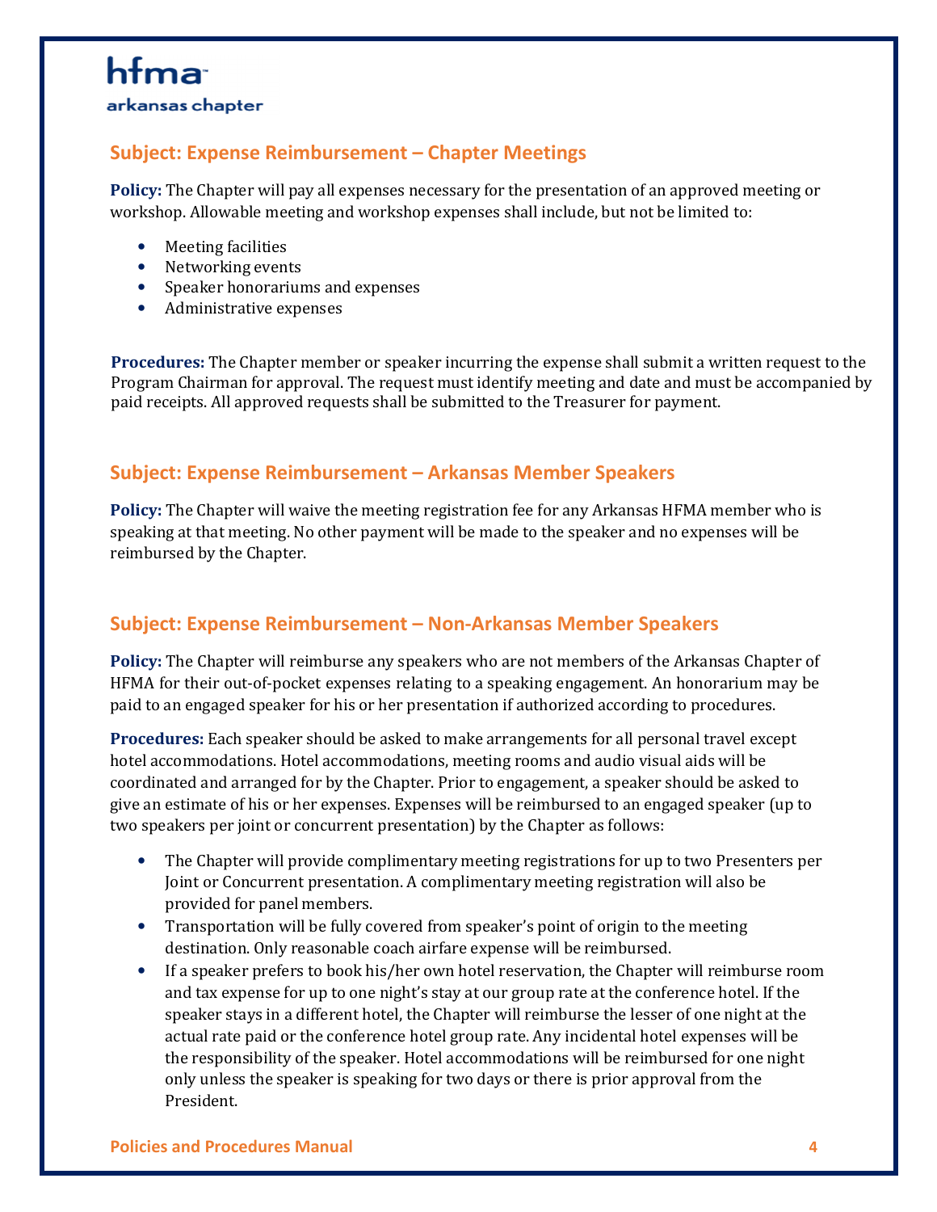## Subject: Expense Reimbursement – Chapter Meetings

**Policy:** The Chapter will pay all expenses necessary for the presentation of an approved meeting or workshop. Allowable meeting and workshop expenses shall include, but not be limited to:

- Meeting facilities
- Networking events
- Speaker honorariums and expenses
- Administrative expenses

**Procedures:** The Chapter member or speaker incurring the expense shall submit a written request to the Program Chairman for approval. The request must identify meeting and date and must be accompanied by paid receipts. All approved requests shall be submitted to the Treasurer for payment.

## Subject: Expense Reimbursement – Arkansas Member Speakers

**Policy:** The Chapter will waive the meeting registration fee for any Arkansas HFMA member who is speaking at that meeting. No other payment will be made to the speaker and no expenses will be reimbursed by the Chapter.

## Subject: Expense Reimbursement – Non-Arkansas Member Speakers

**Policy:** The Chapter will reimburse any speakers who are not members of the Arkansas Chapter of HFMA for their out-of-pocket expenses relating to a speaking engagement. An honorarium may be paid to an engaged speaker for his or her presentation if authorized according to procedures.

**Procedures:** Each speaker should be asked to make arrangements for all personal travel except hotel accommodations. Hotel accommodations, meeting rooms and audio visual aids will be coordinated and arranged for by the Chapter. Prior to engagement, a speaker should be asked to give an estimate of his or her expenses. Expenses will be reimbursed to an engaged speaker (up to two speakers per joint or concurrent presentation) by the Chapter as follows:

- The Chapter will provide complimentary meeting registrations for up to two Presenters per Joint or Concurrent presentation. A complimentary meeting registration will also be provided for panel members.
- Transportation will be fully covered from speaker's point of origin to the meeting destination. Only reasonable coach airfare expense will be reimbursed.
- If a speaker prefers to book his/her own hotel reservation, the Chapter will reimburse room and tax expense for up to one night's stay at our group rate at the conference hotel. If the speaker stays in a different hotel, the Chapter will reimburse the lesser of one night at the actual rate paid or the conference hotel group rate. Any incidental hotel expenses will be the responsibility of the speaker. Hotel accommodations will be reimbursed for one night only unless the speaker is speaking for two days or there is prior approval from the President.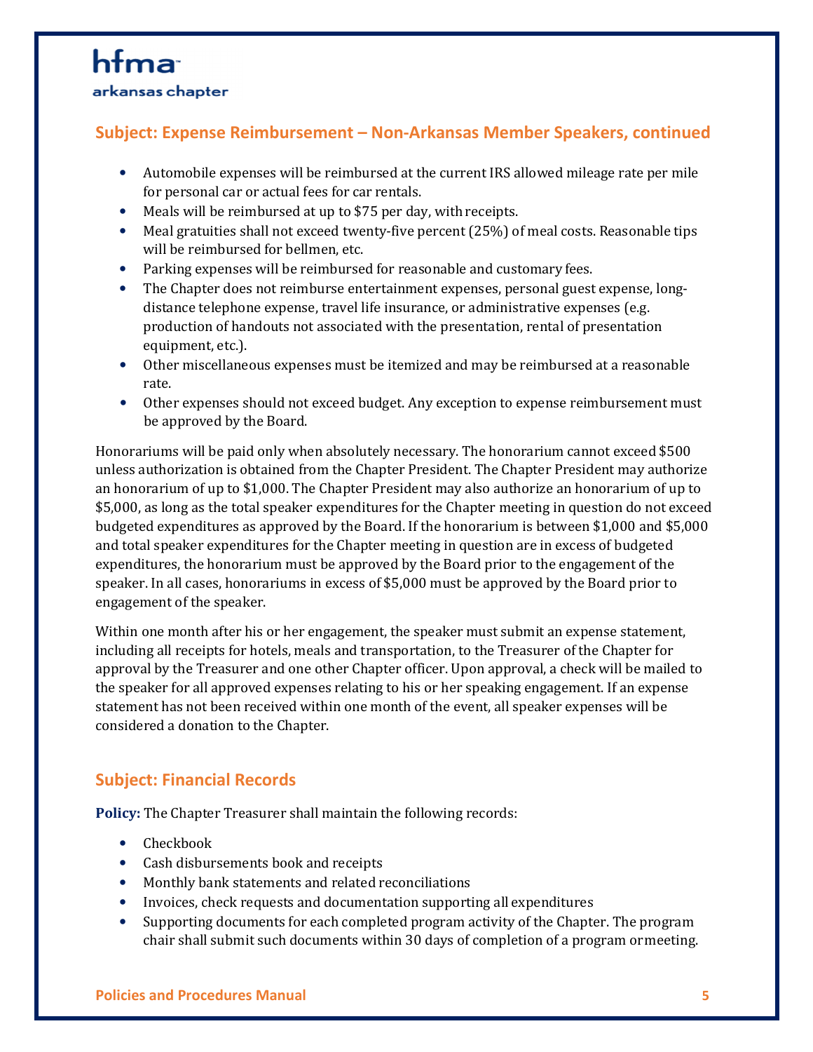hfma
arkansas chapter

## Subject: Expense Reimbursement – Non-Arkansas Member Speakers, continued

- Automobile expenses will be reimbursed at the current IRS allowed mileage rate per mile for personal car or actual fees for car rentals.
- Meals will be reimbursed at up to $75 per day, with receipts.
- Meal gratuities shall not exceed twenty-five percent (25%) of meal costs. Reasonable tips will be reimbursed for bellmen, etc.
- Parking expenses will be reimbursed for reasonable and customary fees.
- The Chapter does not reimburse entertainment expenses, personal guest expense, long-distance telephone expense, travel life insurance, or administrative expenses (e.g. production of handouts not associated with the presentation, rental of presentation equipment, etc.).
- Other miscellaneous expenses must be itemized and may be reimbursed at a reasonable rate.
- Other expenses should not exceed budget. Any exception to expense reimbursement must be approved by the Board.

Honorariums will be paid only when absolutely necessary. The honorarium cannot exceed $500 unless authorization is obtained from the Chapter President. The Chapter President may authorize an honorarium of up to $1,000. The Chapter President may also authorize an honorarium of up to $5,000, as long as the total speaker expenditures for the Chapter meeting in question do not exceed budgeted expenditures as approved by the Board. If the honorarium is between $1,000 and $5,000 and total speaker expenditures for the Chapter meeting in question are in excess of budgeted expenditures, the honorarium must be approved by the Board prior to the engagement of the speaker. In all cases, honorariums in excess of $5,000 must be approved by the Board prior to engagement of the speaker.

Within one month after his or her engagement, the speaker must submit an expense statement, including all receipts for hotels, meals and transportation, to the Treasurer of the Chapter for approval by the Treasurer and one other Chapter officer. Upon approval, a check will be mailed to the speaker for all approved expenses relating to his or her speaking engagement. If an expense statement has not been received within one month of the event, all speaker expenses will be considered a donation to the Chapter.

## Subject: Financial Records

**Policy:** The Chapter Treasurer shall maintain the following records:

- Checkbook
- Cash disbursements book and receipts
- Monthly bank statements and related reconciliations
- Invoices, check requests and documentation supporting all expenditures
- Supporting documents for each completed program activity of the Chapter. The program chair shall submit such documents within 30 days of completion of a program or meeting.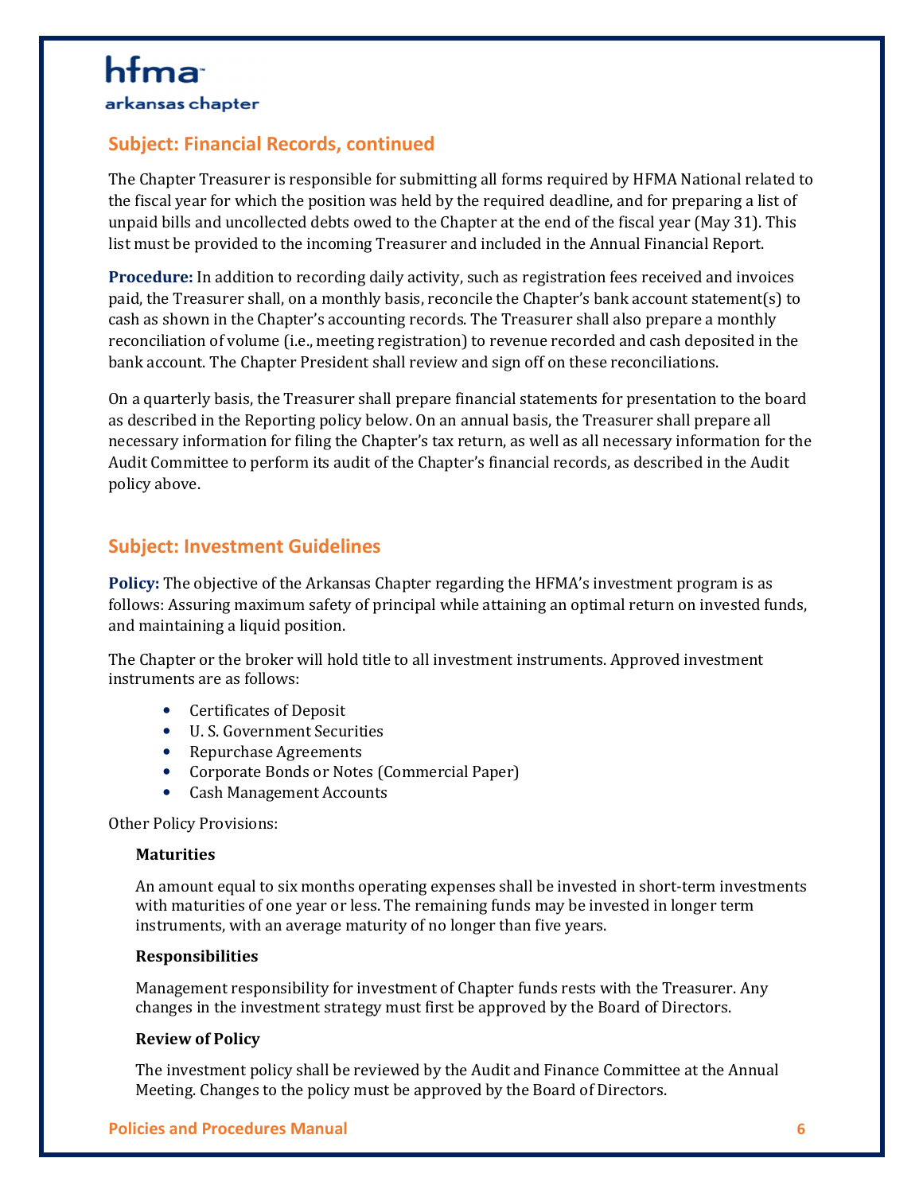## Subject: Financial Records, continued

The Chapter Treasurer is responsible for submitting all forms required by HFMA National related to the fiscal year for which the position was held by the required deadline, and for preparing a list of unpaid bills and uncollected debts owed to the Chapter at the end of the fiscal year (May 31). This list must be provided to the incoming Treasurer and included in the Annual Financial Report.

**Procedure:** In addition to recording daily activity, such as registration fees received and invoices paid, the Treasurer shall, on a monthly basis, reconcile the Chapter's bank account statement(s) to cash as shown in the Chapter's accounting records. The Treasurer shall also prepare a monthly reconciliation of volume (i.e., meeting registration) to revenue recorded and cash deposited in the bank account. The Chapter President shall review and sign off on these reconciliations.

On a quarterly basis, the Treasurer shall prepare financial statements for presentation to the board as described in the Reporting policy below. On an annual basis, the Treasurer shall prepare all necessary information for filing the Chapter's tax return, as well as all necessary information for the Audit Committee to perform its audit of the Chapter's financial records, as described in the Audit policy above.

## Subject: Investment Guidelines

**Policy:** The objective of the Arkansas Chapter regarding the HFMA's investment program is as follows: Assuring maximum safety of principal while attaining an optimal return on invested funds, and maintaining a liquid position.

The Chapter or the broker will hold title to all investment instruments. Approved investment instruments are as follows:

- Certificates of Deposit
- U. S. Government Securities
- Repurchase Agreements
- Corporate Bonds or Notes (Commercial Paper)
- Cash Management Accounts

Other Policy Provisions:

**Maturities**

An amount equal to six months operating expenses shall be invested in short-term investments with maturities of one year or less. The remaining funds may be invested in longer term instruments, with an average maturity of no longer than five years.

**Responsibilities**

Management responsibility for investment of Chapter funds rests with the Treasurer. Any changes in the investment strategy must first be approved by the Board of Directors.

**Review of Policy**

The investment policy shall be reviewed by the Audit and Finance Committee at the Annual Meeting. Changes to the policy must be approved by the Board of Directors.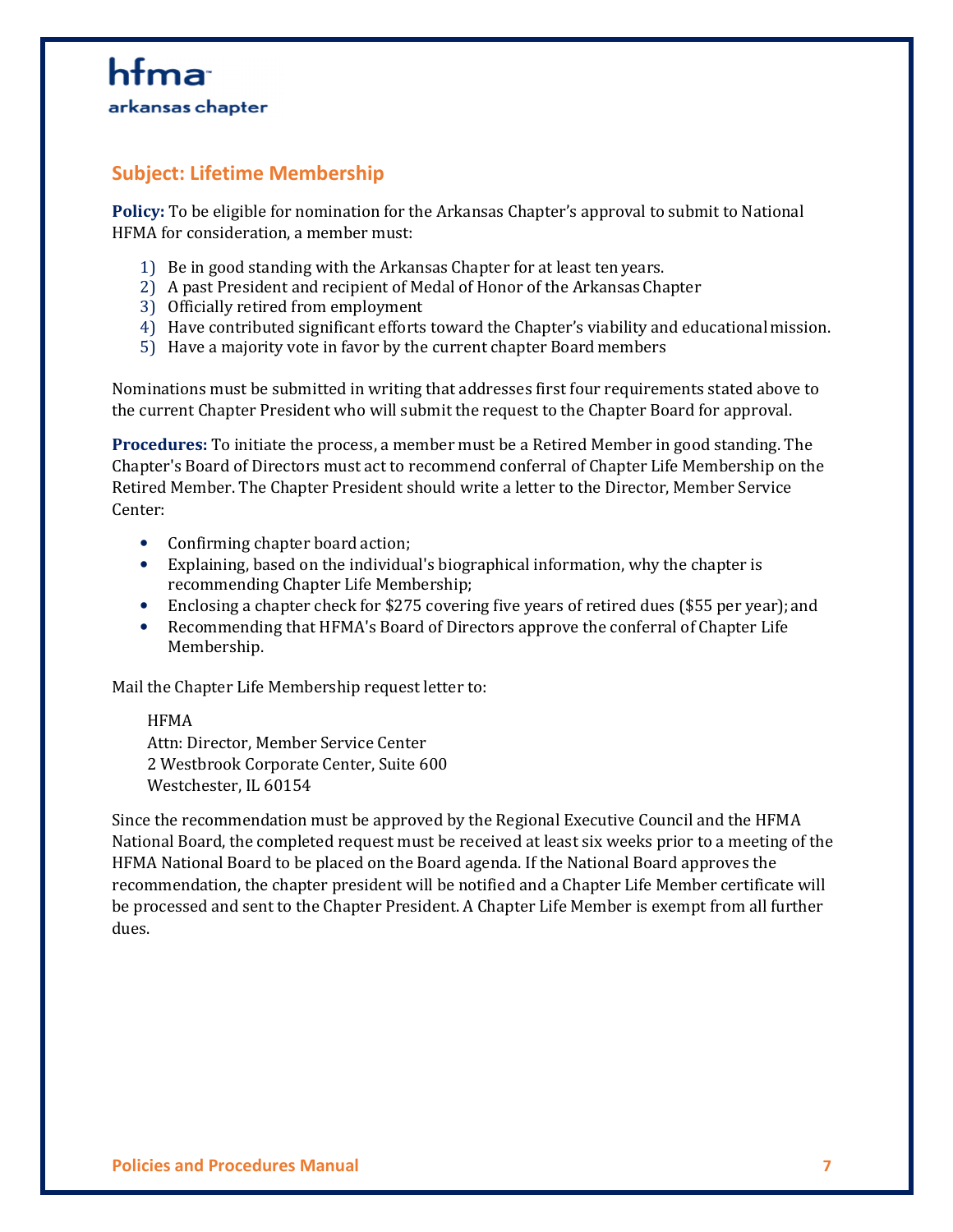hfma
arkansas chapter

## Subject: Lifetime Membership

**Policy:** To be eligible for nomination for the Arkansas Chapter's approval to submit to National HFMA for consideration, a member must:

1) Be in good standing with the Arkansas Chapter for at least ten years.
2) A past President and recipient of Medal of Honor of the Arkansas Chapter
3) Officially retired from employment
4) Have contributed significant efforts toward the Chapter's viability and educational mission.
5) Have a majority vote in favor by the current chapter Board members

Nominations must be submitted in writing that addresses first four requirements stated above to the current Chapter President who will submit the request to the Chapter Board for approval.

**Procedures:** To initiate the process, a member must be a Retired Member in good standing. The Chapter's Board of Directors must act to recommend conferral of Chapter Life Membership on the Retired Member. The Chapter President should write a letter to the Director, Member Service Center:

- Confirming chapter board action;
- Explaining, based on the individual's biographical information, why the chapter is recommending Chapter Life Membership;
- Enclosing a chapter check for $275 covering five years of retired dues ($55 per year); and
- Recommending that HFMA's Board of Directors approve the conferral of Chapter Life Membership.

Mail the Chapter Life Membership request letter to:

HFMA
Attn: Director, Member Service Center
2 Westbrook Corporate Center, Suite 600
Westchester, IL 60154

Since the recommendation must be approved by the Regional Executive Council and the HFMA National Board, the completed request must be received at least six weeks prior to a meeting of the HFMA National Board to be placed on the Board agenda. If the National Board approves the recommendation, the chapter president will be notified and a Chapter Life Member certificate will be processed and sent to the Chapter President. A Chapter Life Member is exempt from all further dues.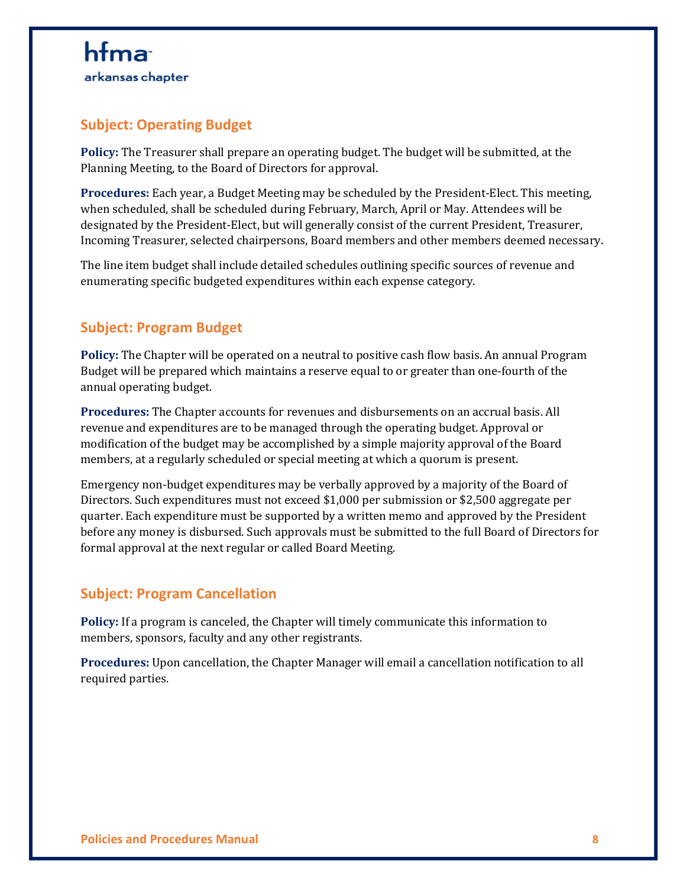## Subject: Operating Budget

**Policy:** The Treasurer shall prepare an operating budget. The budget will be submitted, at the Planning Meeting, to the Board of Directors for approval.

**Procedures:** Each year, a Budget Meeting may be scheduled by the President-Elect. This meeting, when scheduled, shall be scheduled during February, March, April or May. Attendees will be designated by the President-Elect, but will generally consist of the current President, Treasurer, Incoming Treasurer, selected chairpersons, Board members and other members deemed necessary.

The line item budget shall include detailed schedules outlining specific sources of revenue and enumerating specific budgeted expenditures within each expense category.

## Subject: Program Budget

**Policy:** The Chapter will be operated on a neutral to positive cash flow basis. An annual Program Budget will be prepared which maintains a reserve equal to or greater than one-fourth of the annual operating budget.

**Procedures:** The Chapter accounts for revenues and disbursements on an accrual basis. All revenue and expenditures are to be managed through the operating budget. Approval or modification of the budget may be accomplished by a simple majority approval of the Board members, at a regularly scheduled or special meeting at which a quorum is present.

Emergency non-budget expenditures may be verbally approved by a majority of the Board of Directors. Such expenditures must not exceed $1,000 per submission or $2,500 aggregate per quarter. Each expenditure must be supported by a written memo and approved by the President before any money is disbursed. Such approvals must be submitted to the full Board of Directors for formal approval at the next regular or called Board Meeting.

## Subject: Program Cancellation

**Policy:** If a program is canceled, the Chapter will timely communicate this information to members, sponsors, faculty and any other registrants.

**Procedures:** Upon cancellation, the Chapter Manager will email a cancellation notification to all required parties.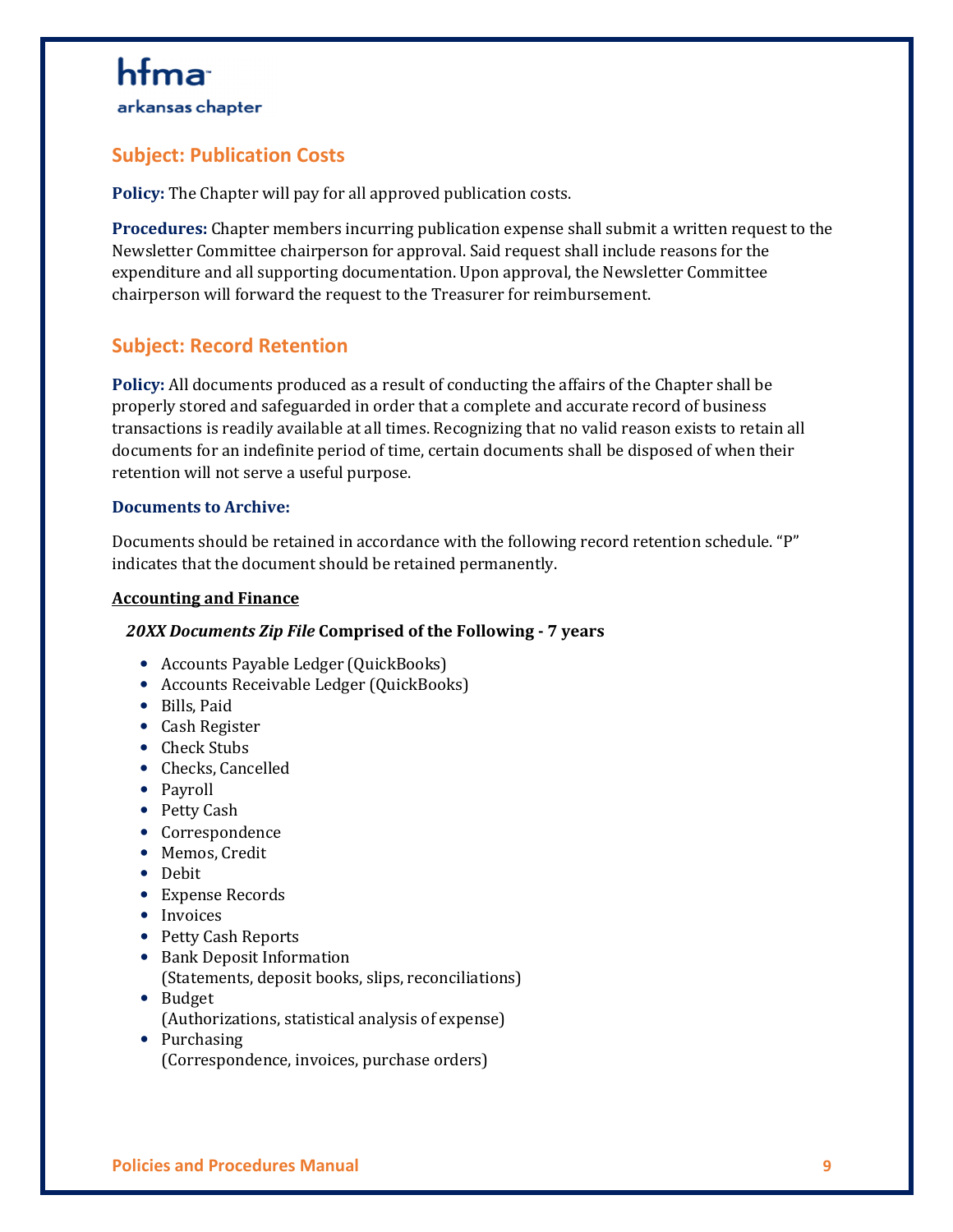## Subject: Publication Costs

**Policy:** The Chapter will pay for all approved publication costs.

**Procedures:** Chapter members incurring publication expense shall submit a written request to the Newsletter Committee chairperson for approval. Said request shall include reasons for the expenditure and all supporting documentation. Upon approval, the Newsletter Committee chairperson will forward the request to the Treasurer for reimbursement.

## Subject: Record Retention

**Policy:** All documents produced as a result of conducting the affairs of the Chapter shall be properly stored and safeguarded in order that a complete and accurate record of business transactions is readily available at all times. Recognizing that no valid reason exists to retain all documents for an indefinite period of time, certain documents shall be disposed of when their retention will not serve a useful purpose.

### Documents to Archive:

Documents should be retained in accordance with the following record retention schedule. "P" indicates that the document should be retained permanently.

**Accounting and Finance**

***20XX Documents Zip File* Comprised of the Following - 7 years**

- Accounts Payable Ledger (QuickBooks)
- Accounts Receivable Ledger (QuickBooks)
- Bills, Paid
- Cash Register
- Check Stubs
- Checks, Cancelled
- Payroll
- Petty Cash
- Correspondence
- Memos, Credit
- Debit
- Expense Records
- Invoices
- Petty Cash Reports
- Bank Deposit Information
  (Statements, deposit books, slips, reconciliations)
- Budget
  (Authorizations, statistical analysis of expense)
- Purchasing
  (Correspondence, invoices, purchase orders)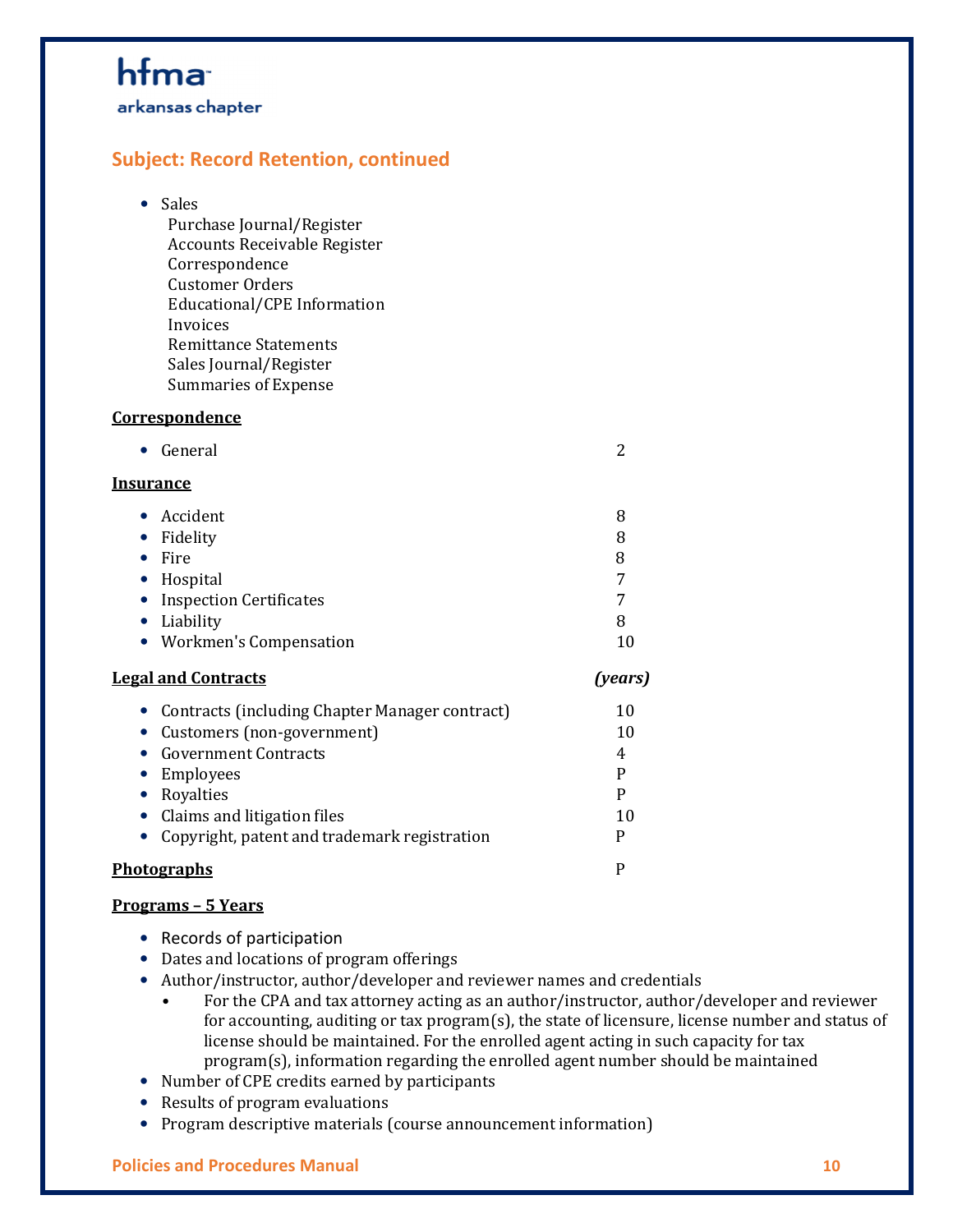## Subject: Record Retention, continued

- Sales
  - Purchase Journal/Register
  - Accounts Receivable Register
  - Correspondence
  - Customer Orders
  - Educational/CPE Information
  - Invoices
  - Remittance Statements
  - Sales Journal/Register
  - Summaries of Expense

| **Correspondence** | |
|---|---|
| • General | 2 |
| **Insurance** | |
| • Accident | 8 |
| • Fidelity | 8 |
| • Fire | 8 |
| • Hospital | 7 |
| • Inspection Certificates | 7 |
| • Liability | 8 |
| • Workmen's Compensation | 10 |
| **Legal and Contracts** | ***(years)*** |
| • Contracts (including Chapter Manager contract) | 10 |
| • Customers (non-government) | 10 |
| • Government Contracts | 4 |
| • Employees | P |
| • Royalties | P |
| • Claims and litigation files | 10 |
| • Copyright, patent and trademark registration | P |
| **Photographs** | P |

**Programs – 5 Years**

- Records of participation
- Dates and locations of program offerings
- Author/instructor, author/developer and reviewer names and credentials
  - For the CPA and tax attorney acting as an author/instructor, author/developer and reviewer for accounting, auditing or tax program(s), the state of licensure, license number and status of license should be maintained. For the enrolled agent acting in such capacity for tax program(s), information regarding the enrolled agent number should be maintained
- Number of CPE credits earned by participants
- Results of program evaluations
- Program descriptive materials (course announcement information)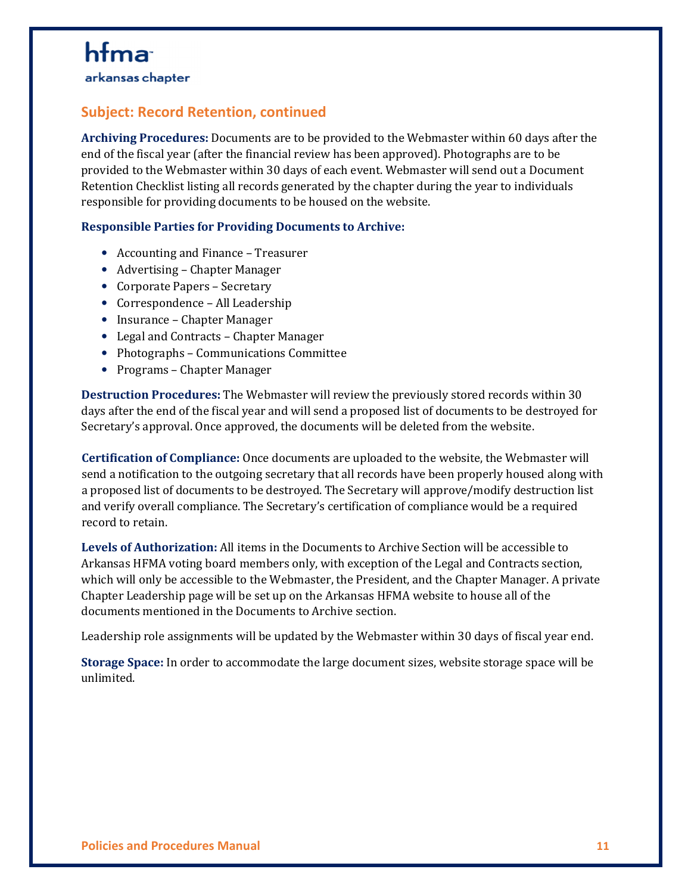## Subject: Record Retention, continued

**Archiving Procedures:** Documents are to be provided to the Webmaster within 60 days after the end of the fiscal year (after the financial review has been approved). Photographs are to be provided to the Webmaster within 30 days of each event. Webmaster will send out a Document Retention Checklist listing all records generated by the chapter during the year to individuals responsible for providing documents to be housed on the website.

**Responsible Parties for Providing Documents to Archive:**

- Accounting and Finance – Treasurer
- Advertising – Chapter Manager
- Corporate Papers – Secretary
- Correspondence – All Leadership
- Insurance – Chapter Manager
- Legal and Contracts – Chapter Manager
- Photographs – Communications Committee
- Programs – Chapter Manager

**Destruction Procedures:** The Webmaster will review the previously stored records within 30 days after the end of the fiscal year and will send a proposed list of documents to be destroyed for Secretary's approval. Once approved, the documents will be deleted from the website.

**Certification of Compliance:** Once documents are uploaded to the website, the Webmaster will send a notification to the outgoing secretary that all records have been properly housed along with a proposed list of documents to be destroyed. The Secretary will approve/modify destruction list and verify overall compliance. The Secretary's certification of compliance would be a required record to retain.

**Levels of Authorization:** All items in the Documents to Archive Section will be accessible to Arkansas HFMA voting board members only, with exception of the Legal and Contracts section, which will only be accessible to the Webmaster, the President, and the Chapter Manager. A private Chapter Leadership page will be set up on the Arkansas HFMA website to house all of the documents mentioned in the Documents to Archive section.

Leadership role assignments will be updated by the Webmaster within 30 days of fiscal year end.

**Storage Space:** In order to accommodate the large document sizes, website storage space will be unlimited.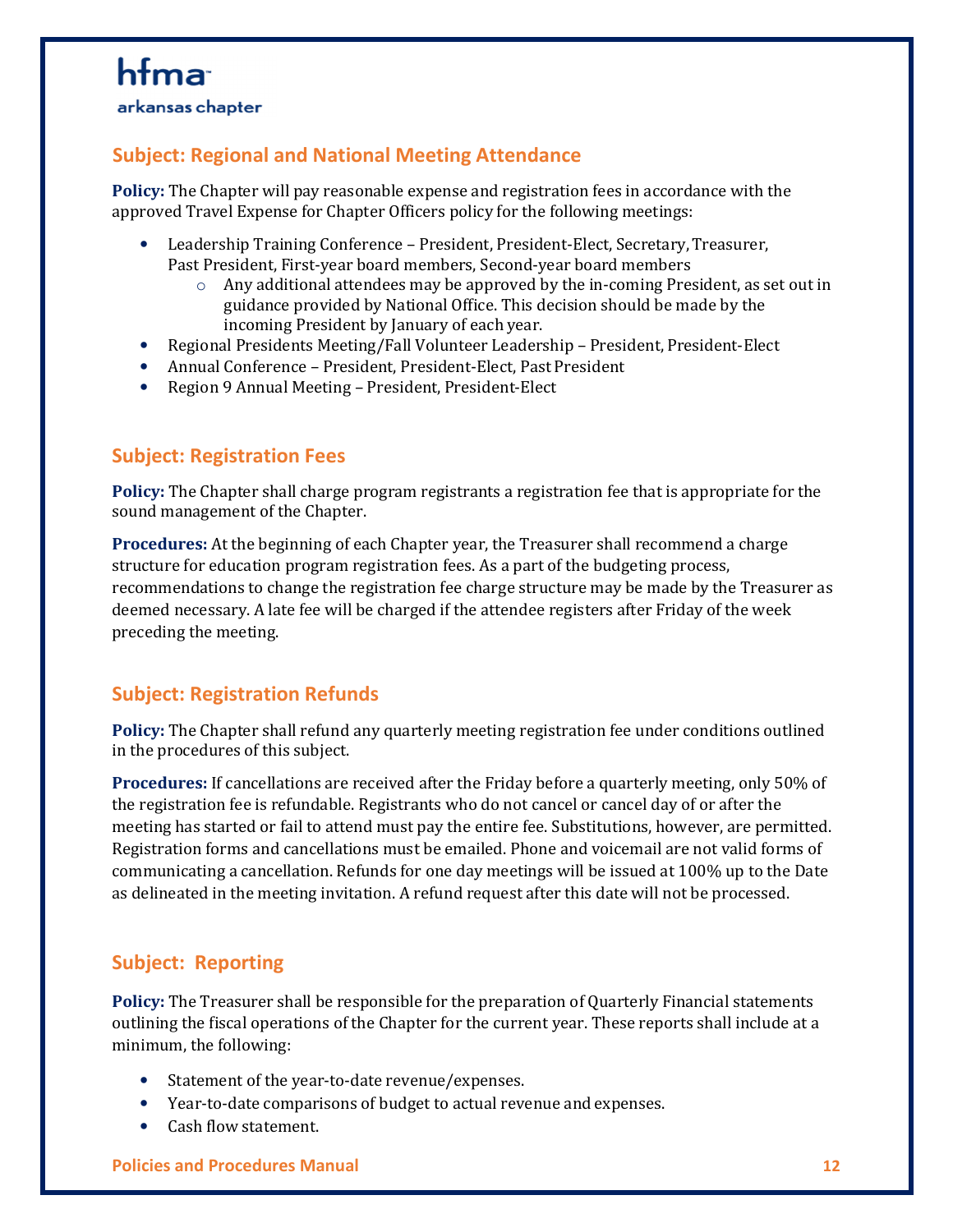hfma
arkansas chapter

## Subject: Regional and National Meeting Attendance

**Policy:** The Chapter will pay reasonable expense and registration fees in accordance with the approved Travel Expense for Chapter Officers policy for the following meetings:

- Leadership Training Conference – President, President-Elect, Secretary, Treasurer, Past President, First-year board members, Second-year board members
  - Any additional attendees may be approved by the in-coming President, as set out in guidance provided by National Office. This decision should be made by the incoming President by January of each year.
- Regional Presidents Meeting/Fall Volunteer Leadership – President, President-Elect
- Annual Conference – President, President-Elect, Past President
- Region 9 Annual Meeting – President, President-Elect

## Subject: Registration Fees

**Policy:** The Chapter shall charge program registrants a registration fee that is appropriate for the sound management of the Chapter.

**Procedures:** At the beginning of each Chapter year, the Treasurer shall recommend a charge structure for education program registration fees. As a part of the budgeting process, recommendations to change the registration fee charge structure may be made by the Treasurer as deemed necessary. A late fee will be charged if the attendee registers after Friday of the week preceding the meeting.

## Subject: Registration Refunds

**Policy:** The Chapter shall refund any quarterly meeting registration fee under conditions outlined in the procedures of this subject.

**Procedures:** If cancellations are received after the Friday before a quarterly meeting, only 50% of the registration fee is refundable. Registrants who do not cancel or cancel day of or after the meeting has started or fail to attend must pay the entire fee. Substitutions, however, are permitted. Registration forms and cancellations must be emailed. Phone and voicemail are not valid forms of communicating a cancellation. Refunds for one day meetings will be issued at 100% up to the Date as delineated in the meeting invitation. A refund request after this date will not be processed.

## Subject: Reporting

**Policy:** The Treasurer shall be responsible for the preparation of Quarterly Financial statements outlining the fiscal operations of the Chapter for the current year. These reports shall include at a minimum, the following:

- Statement of the year-to-date revenue/expenses.
- Year-to-date comparisons of budget to actual revenue and expenses.
- Cash flow statement.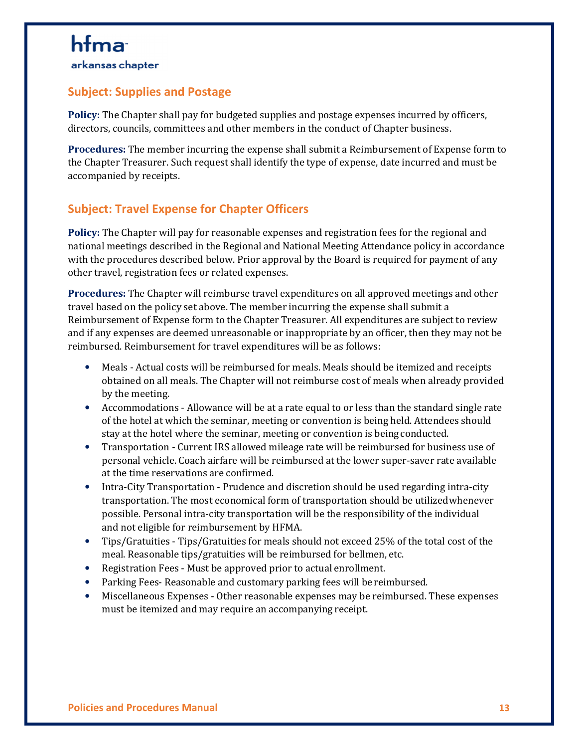## Subject: Supplies and Postage

**Policy:** The Chapter shall pay for budgeted supplies and postage expenses incurred by officers, directors, councils, committees and other members in the conduct of Chapter business.

**Procedures:** The member incurring the expense shall submit a Reimbursement of Expense form to the Chapter Treasurer. Such request shall identify the type of expense, date incurred and must be accompanied by receipts.

## Subject: Travel Expense for Chapter Officers

**Policy:** The Chapter will pay for reasonable expenses and registration fees for the regional and national meetings described in the Regional and National Meeting Attendance policy in accordance with the procedures described below. Prior approval by the Board is required for payment of any other travel, registration fees or related expenses.

**Procedures:** The Chapter will reimburse travel expenditures on all approved meetings and other travel based on the policy set above. The member incurring the expense shall submit a Reimbursement of Expense form to the Chapter Treasurer. All expenditures are subject to review and if any expenses are deemed unreasonable or inappropriate by an officer, then they may not be reimbursed. Reimbursement for travel expenditures will be as follows:

- Meals - Actual costs will be reimbursed for meals. Meals should be itemized and receipts obtained on all meals. The Chapter will not reimburse cost of meals when already provided by the meeting.
- Accommodations - Allowance will be at a rate equal to or less than the standard single rate of the hotel at which the seminar, meeting or convention is being held. Attendees should stay at the hotel where the seminar, meeting or convention is being conducted.
- Transportation - Current IRS allowed mileage rate will be reimbursed for business use of personal vehicle. Coach airfare will be reimbursed at the lower super-saver rate available at the time reservations are confirmed.
- Intra-City Transportation - Prudence and discretion should be used regarding intra-city transportation. The most economical form of transportation should be utilized whenever possible. Personal intra-city transportation will be the responsibility of the individual and not eligible for reimbursement by HFMA.
- Tips/Gratuities - Tips/Gratuities for meals should not exceed 25% of the total cost of the meal. Reasonable tips/gratuities will be reimbursed for bellmen, etc.
- Registration Fees - Must be approved prior to actual enrollment.
- Parking Fees- Reasonable and customary parking fees will be reimbursed.
- Miscellaneous Expenses - Other reasonable expenses may be reimbursed. These expenses must be itemized and may require an accompanying receipt.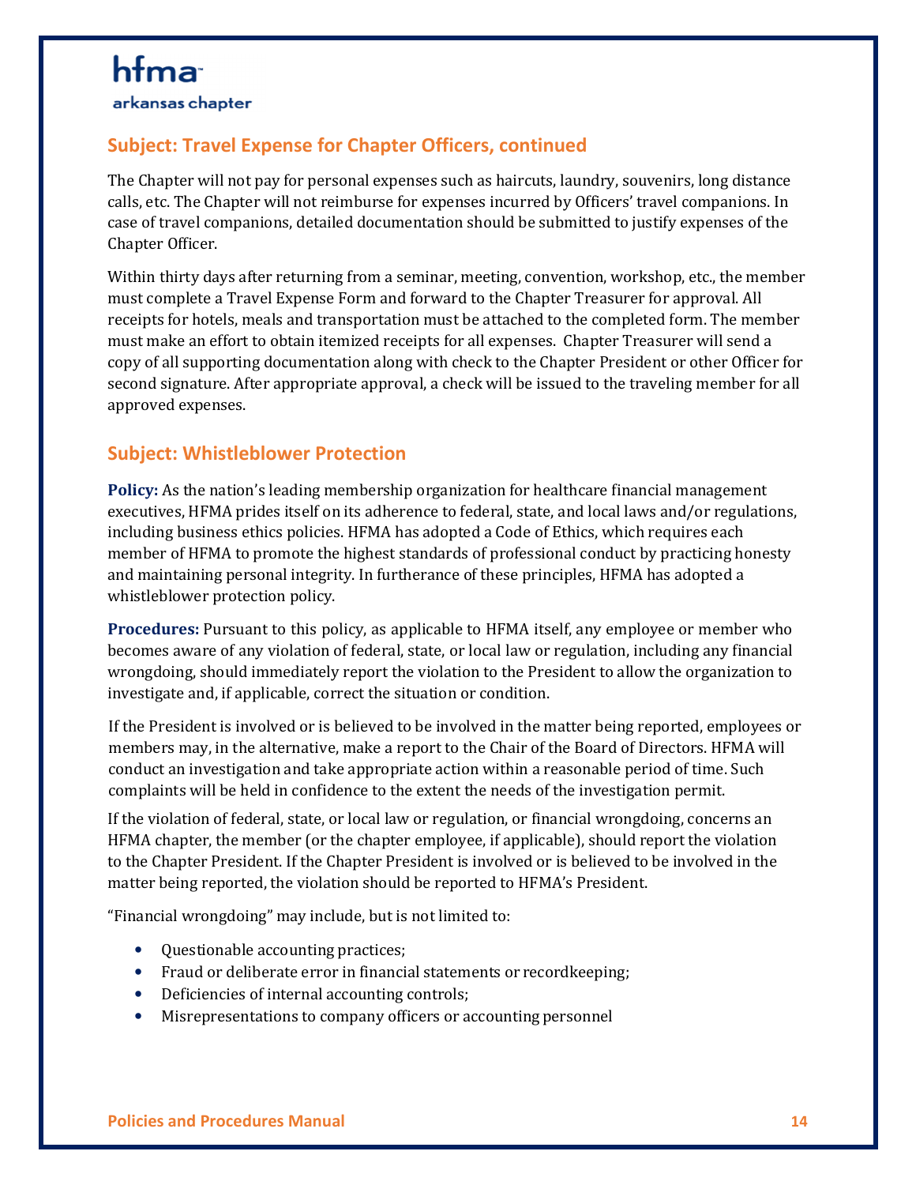## Subject: Travel Expense for Chapter Officers, continued

The Chapter will not pay for personal expenses such as haircuts, laundry, souvenirs, long distance calls, etc. The Chapter will not reimburse for expenses incurred by Officers' travel companions. In case of travel companions, detailed documentation should be submitted to justify expenses of the Chapter Officer.

Within thirty days after returning from a seminar, meeting, convention, workshop, etc., the member must complete a Travel Expense Form and forward to the Chapter Treasurer for approval. All receipts for hotels, meals and transportation must be attached to the completed form. The member must make an effort to obtain itemized receipts for all expenses. Chapter Treasurer will send a copy of all supporting documentation along with check to the Chapter President or other Officer for second signature. After appropriate approval, a check will be issued to the traveling member for all approved expenses.

## Subject: Whistleblower Protection

**Policy:** As the nation's leading membership organization for healthcare financial management executives, HFMA prides itself on its adherence to federal, state, and local laws and/or regulations, including business ethics policies. HFMA has adopted a Code of Ethics, which requires each member of HFMA to promote the highest standards of professional conduct by practicing honesty and maintaining personal integrity. In furtherance of these principles, HFMA has adopted a whistleblower protection policy.

**Procedures:** Pursuant to this policy, as applicable to HFMA itself, any employee or member who becomes aware of any violation of federal, state, or local law or regulation, including any financial wrongdoing, should immediately report the violation to the President to allow the organization to investigate and, if applicable, correct the situation or condition.

If the President is involved or is believed to be involved in the matter being reported, employees or members may, in the alternative, make a report to the Chair of the Board of Directors. HFMA will conduct an investigation and take appropriate action within a reasonable period of time. Such complaints will be held in confidence to the extent the needs of the investigation permit.

If the violation of federal, state, or local law or regulation, or financial wrongdoing, concerns an HFMA chapter, the member (or the chapter employee, if applicable), should report the violation to the Chapter President. If the Chapter President is involved or is believed to be involved in the matter being reported, the violation should be reported to HFMA's President.

"Financial wrongdoing" may include, but is not limited to:

- Questionable accounting practices;
- Fraud or deliberate error in financial statements or recordkeeping;
- Deficiencies of internal accounting controls;
- Misrepresentations to company officers or accounting personnel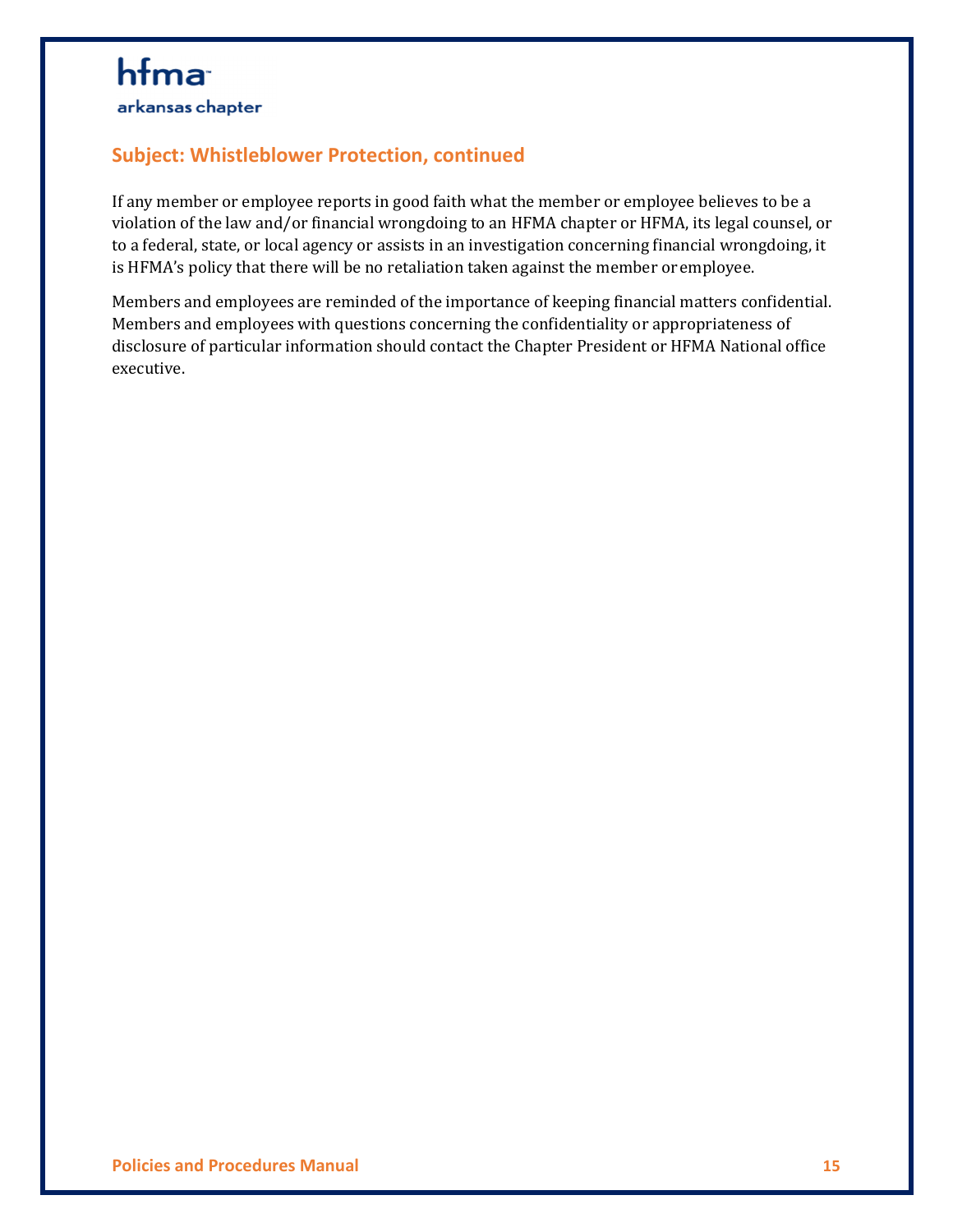## Subject: Whistleblower Protection, continued

If any member or employee reports in good faith what the member or employee believes to be a violation of the law and/or financial wrongdoing to an HFMA chapter or HFMA, its legal counsel, or to a federal, state, or local agency or assists in an investigation concerning financial wrongdoing, it is HFMA's policy that there will be no retaliation taken against the member or employee.

Members and employees are reminded of the importance of keeping financial matters confidential. Members and employees with questions concerning the confidentiality or appropriateness of disclosure of particular information should contact the Chapter President or HFMA National office executive.